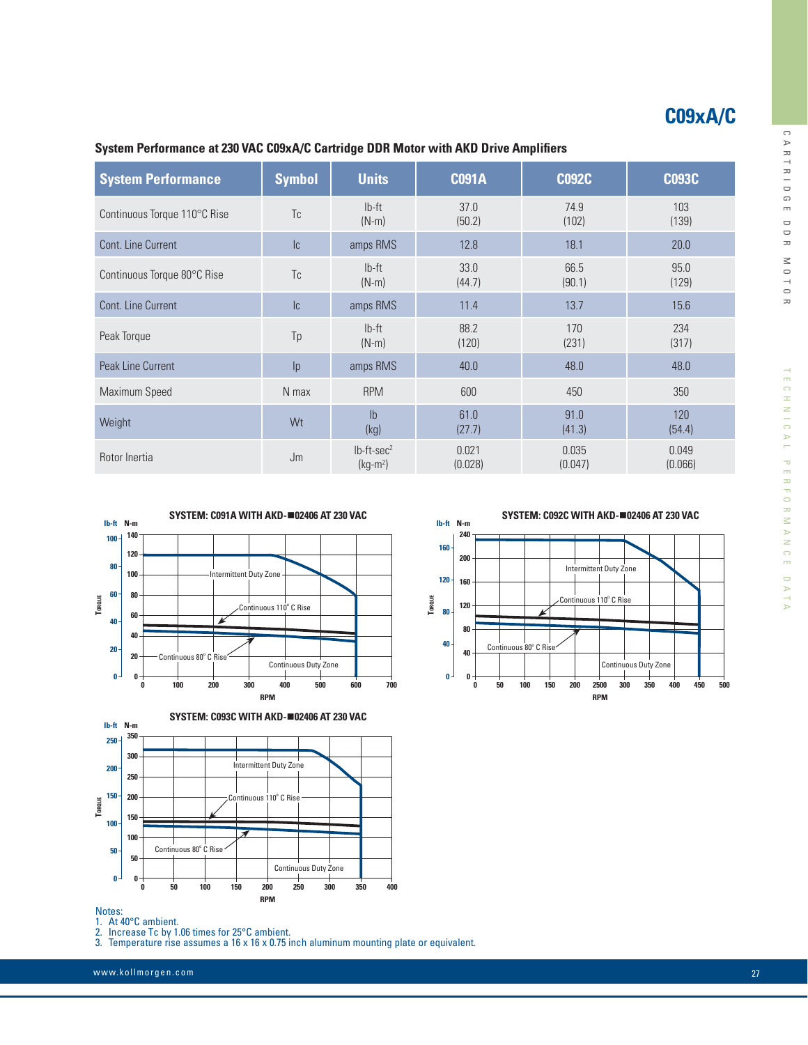# C09xA/C

## System Performance at 230 VAC C09xA/C Cartridge DDR Motor with AKD Drive Amplifiers

| System Performance | Symbol | Units | C091A | C092C | C093C |
|---|---|---|---|---|---|
| Continuous Torque 110°C Rise | Tc | lb-ft (N-m) | 37.0 (50.2) | 74.9 (102) | 103 (139) |
| Cont. Line Current | Ic | amps RMS | 12.8 | 18.1 | 20.0 |
| Continuous Torque 80°C Rise | Tc | lb-ft (N-m) | 33.0 (44.7) | 66.5 (90.1) | 95.0 (129) |
| Cont. Line Current | Ic | amps RMS | 11.4 | 13.7 | 15.6 |
| Peak Torque | Tp | lb-ft (N-m) | 88.2 (120) | 170 (231) | 234 (317) |
| Peak Line Current | Ip | amps RMS | 40.0 | 48.0 | 48.0 |
| Maximum Speed | N max | RPM | 600 | 450 | 350 |
| Weight | Wt | lb (kg) | 61.0 (27.7) | 91.0 (41.3) | 120 (54.4) |
| Rotor Inertia | Jm | lb-ft-sec² (kg-m²) | 0.021 (0.028) | 0.035 (0.047) | 0.049 (0.066) |

**SYSTEM: C091A WITH AKD-■02406 AT 230 VAC**

**SYSTEM: C092C WITH AKD-■02406 AT 230 VAC**

**SYSTEM: C093C WITH AKD-■02406 AT 230 VAC**

Notes:
1. At 40°C ambient.
2. Increase Tc by 1.06 times for 25°C ambient.
3. Temperature rise assumes a 16 x 16 x 0.75 inch aluminum mounting plate or equivalent.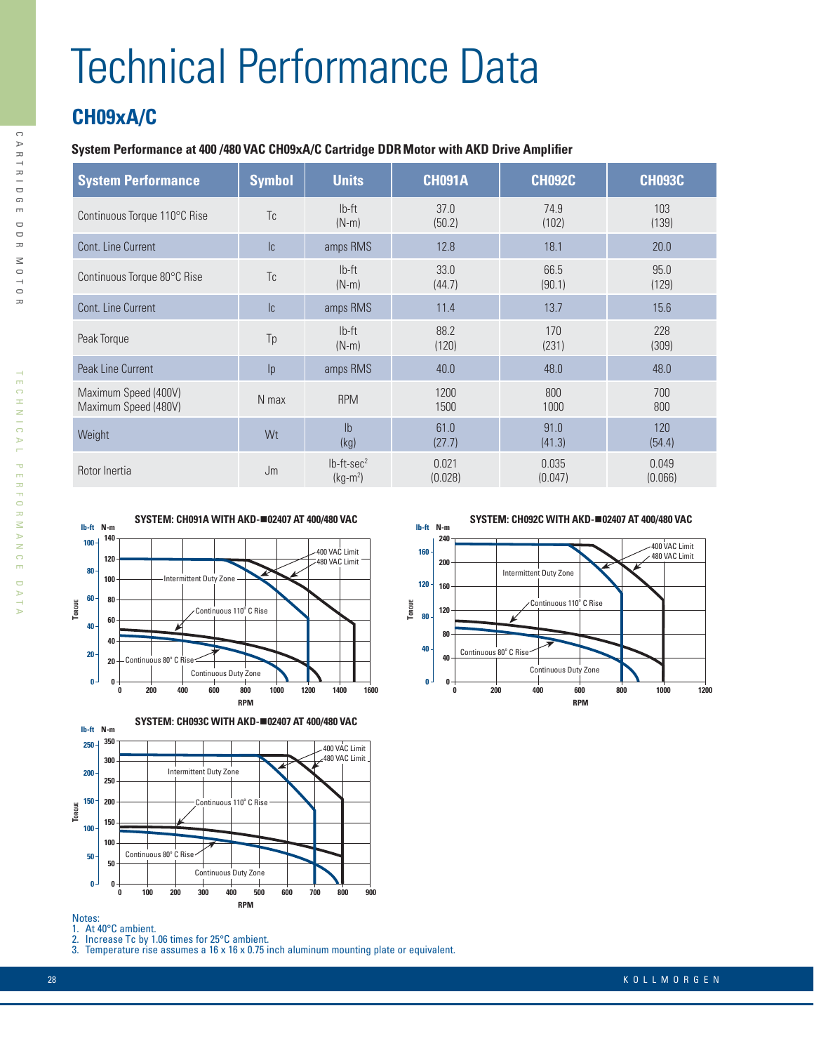# Technical Performance Data

## CH09xA/C

**System Performance at 400 /480 VAC CH09xA/C Cartridge DDR Motor with AKD Drive Amplifier**

| System Performance | Symbol | Units | CH091A | CH092C | CH093C |
|---|---|---|---|---|---|
| Continuous Torque 110°C Rise | Tc | lb-ft (N-m) | 37.0 (50.2) | 74.9 (102) | 103 (139) |
| Cont. Line Current | Ic | amps RMS | 12.8 | 18.1 | 20.0 |
| Continuous Torque 80°C Rise | Tc | lb-ft (N-m) | 33.0 (44.7) | 66.5 (90.1) | 95.0 (129) |
| Cont. Line Current | Ic | amps RMS | 11.4 | 13.7 | 15.6 |
| Peak Torque | Tp | lb-ft (N-m) | 88.2 (120) | 170 (231) | 228 (309) |
| Peak Line Current | Ip | amps RMS | 40.0 | 48.0 | 48.0 |
| Maximum Speed (400V) Maximum Speed (480V) | N max | RPM | 1200 1500 | 800 1000 | 700 800 |
| Weight | Wt | lb (kg) | 61.0 (27.7) | 91.0 (41.3) | 120 (54.4) |
| Rotor Inertia | Jm | lb-ft-sec$^2$ (kg-m$^2$) | 0.021 (0.028) | 0.035 (0.047) | 0.049 (0.066) |

SYSTEM: CH091A WITH AKD-■02407 AT 400/480 VAC

lb-ft N-m
Torque
400 VAC Limit
480 VAC Limit
Intermittent Duty Zone
Continuous 110° C Rise
Continuous 80° C Rise
Continuous Duty Zone
RPM

SYSTEM: CH092C WITH AKD-■02407 AT 400/480 VAC

lb-ft N-m
Torque
400 VAC Limit
480 VAC Limit
Intermittent Duty Zone
Continuous 110° C Rise
Continuous 80° C Rise
Continuous Duty Zone
RPM

SYSTEM: CH093C WITH AKD-■02407 AT 400/480 VAC

lb-ft N-m
Torque
400 VAC Limit
480 VAC Limit
Intermittent Duty Zone
Continuous 110° C Rise
Continuous 80° C Rise
Continuous Duty Zone
RPM

Notes:
1. At 40°C ambient.
2. Increase Tc by 1.06 times for 25°C ambient.
3. Temperature rise assumes a 16 x 16 x 0.75 inch aluminum mounting plate or equivalent.